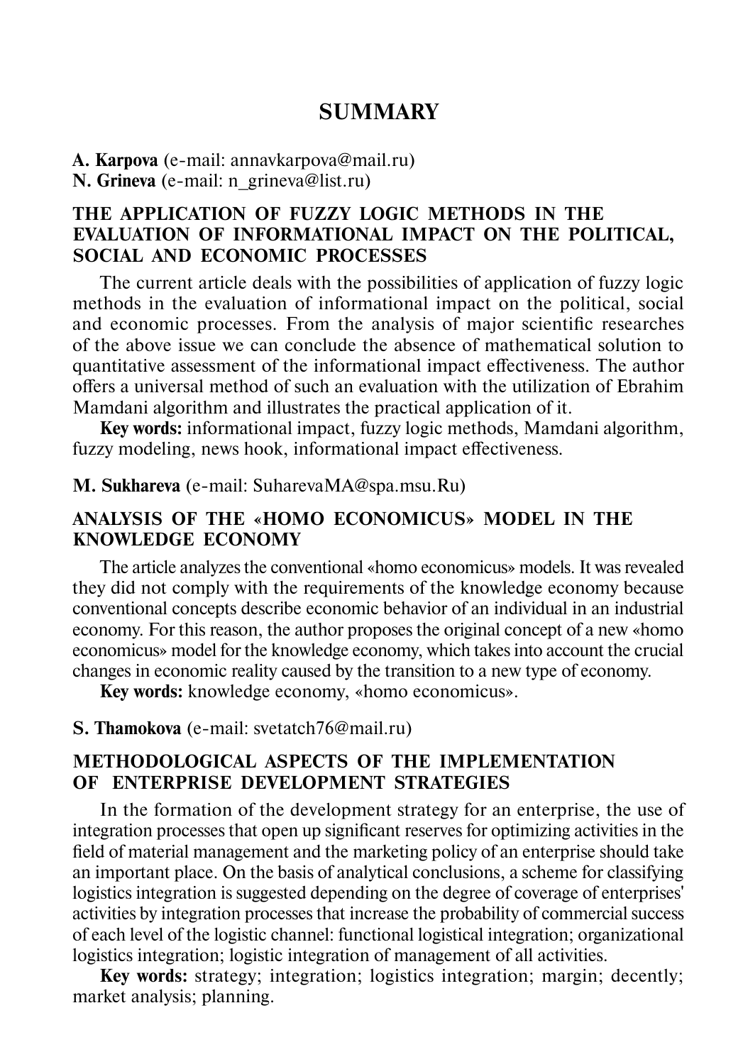# SUMMARY

**A. Karpova** (e-mail: annavkarpova@mail.ru)
**N. Grineva** (e-mail: n_grineva@list.ru)

## THE APPLICATION OF FUZZY LOGIC METHODS IN THE EVALUATION OF INFORMATIONAL IMPACT ON THE POLITICAL, SOCIAL AND ECONOMIC PROCESSES

The current article deals with the possibilities of application of fuzzy logic methods in the evaluation of informational impact on the political, social and economic processes. From the analysis of major scientific researches of the above issue we can conclude the absence of mathematical solution to quantitative assessment of the informational impact effectiveness. The author offers a universal method of such an evaluation with the utilization of Ebrahim Mamdani algorithm and illustrates the practical application of it.

**Key words:** informational impact, fuzzy logic methods, Mamdani algorithm, fuzzy modeling, news hook, informational impact effectiveness.

**M. Sukhareva** (e-mail: SuharevaMA@spa.msu.Ru)

## ANALYSIS OF THE «HOMO ECONOMICUS» MODEL IN THE KNOWLEDGE ECONOMY

The article analyzes the conventional «homo economicus» models. It was revealed they did not comply with the requirements of the knowledge economy because conventional concepts describe economic behavior of an individual in an industrial economy. For this reason, the author proposes the original concept of a new «homo economicus» model for the knowledge economy, which takes into account the crucial changes in economic reality caused by the transition to a new type of economy.

**Key words:** knowledge economy, «homo economicus».

**S. Thamokova** (e-mail: svetatch76@mail.ru)

## METHODOLOGICAL ASPECTS OF THE IMPLEMENTATION OF ENTERPRISE DEVELOPMENT STRATEGIES

In the formation of the development strategy for an enterprise, the use of integration processes that open up significant reserves for optimizing activities in the field of material management and the marketing policy of an enterprise should take an important place. On the basis of analytical conclusions, a scheme for classifying logistics integration is suggested depending on the degree of coverage of enterprises' activities by integration processes that increase the probability of commercial success of each level of the logistic channel: functional logistical integration; organizational logistics integration; logistic integration of management of all activities.

**Key words:** strategy; integration; logistics integration; margin; decently; market analysis; planning.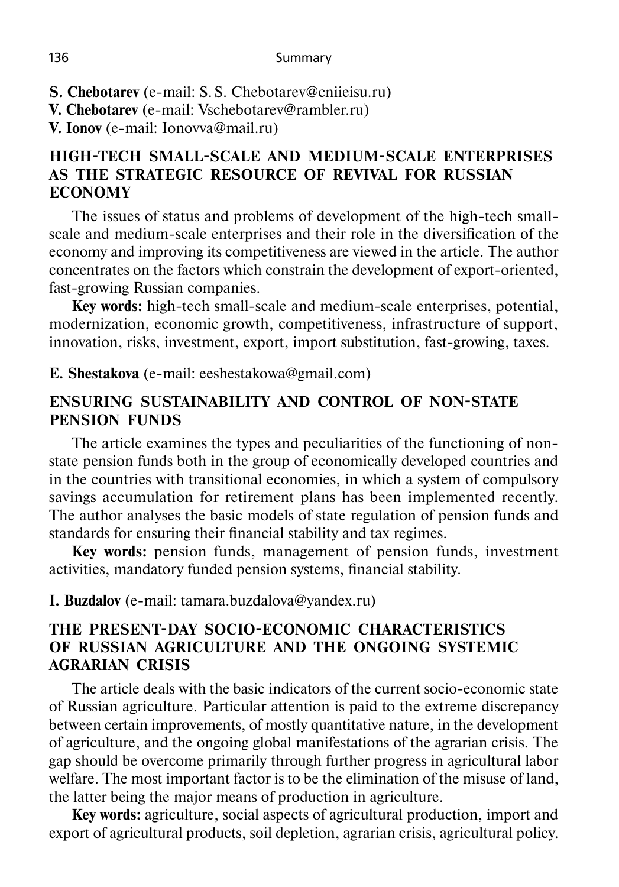**S. Chebotarev** (e-mail: S. S. Chebotarev@cniieisu.ru)
**V. Chebotarev** (e-mail: Vschebotarev@rambler.ru)
**V. Ionov** (e-mail: Ionovva@mail.ru)

## HIGH-TECH SMALL-SCALE AND MEDIUM-SCALE ENTERPRISES AS THE STRATEGIC RESOURCE OF REVIVAL FOR RUSSIAN ECONOMY

The issues of status and problems of development of the high-tech small-scale and medium-scale enterprises and their role in the diversification of the economy and improving its competitiveness are viewed in the article. The author concentrates on the factors which constrain the development of export-oriented, fast-growing Russian companies.

**Key words:** high-tech small-scale and medium-scale enterprises, potential, modernization, economic growth, competitiveness, infrastructure of support, innovation, risks, investment, export, import substitution, fast-growing, taxes.

**E. Shestakova** (e-mail: eeshestakowa@gmail.com)

## ENSURING SUSTAINABILITY AND CONTROL OF NON-STATE PENSION FUNDS

The article examines the types and peculiarities of the functioning of non-state pension funds both in the group of economically developed countries and in the countries with transitional economies, in which a system of compulsory savings accumulation for retirement plans has been implemented recently. The author analyses the basic models of state regulation of pension funds and standards for ensuring their financial stability and tax regimes.

**Key words:** pension funds, management of pension funds, investment activities, mandatory funded pension systems, financial stability.

**I. Buzdalov** (e-mail: tamara.buzdalova@yandex.ru)

## THE PRESENT-DAY SOCIO-ECONOMIC CHARACTERISTICS OF RUSSIAN AGRICULTURE AND THE ONGOING SYSTEMIC AGRARIAN CRISIS

The article deals with the basic indicators of the current socio-economic state of Russian agriculture. Particular attention is paid to the extreme discrepancy between certain improvements, of mostly quantitative nature, in the development of agriculture, and the ongoing global manifestations of the agrarian crisis. The gap should be overcome primarily through further progress in agricultural labor welfare. The most important factor is to be the elimination of the misuse of land, the latter being the major means of production in agriculture.

**Key words:** agriculture, social aspects of agricultural production, import and export of agricultural products, soil depletion, agrarian crisis, agricultural policy.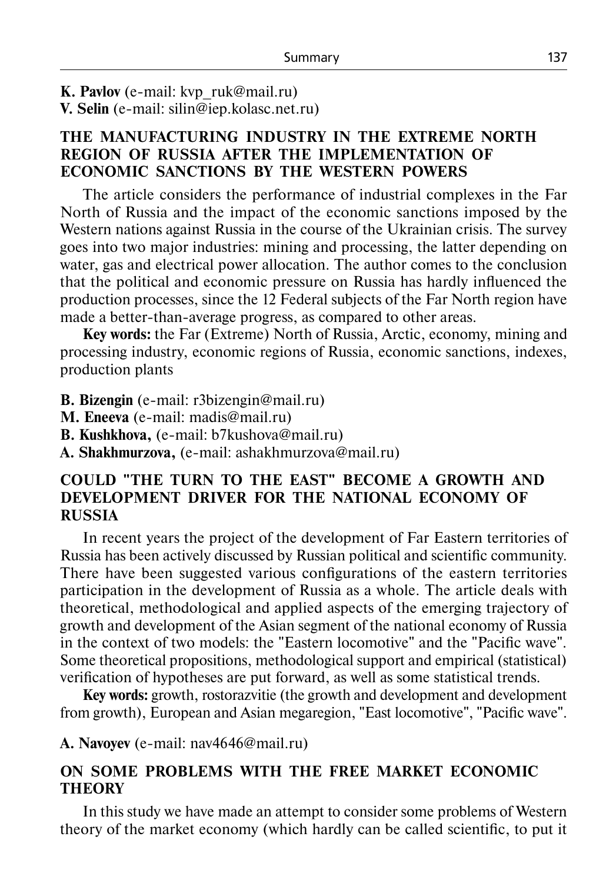**K. Pavlov** (e-mail: kvp_ruk@mail.ru)
**V. Selin** (e-mail: silin@iep.kolasc.net.ru)

## THE MANUFACTURING INDUSTRY IN THE EXTREME NORTH REGION OF RUSSIA AFTER THE IMPLEMENTATION OF ECONOMIC SANCTIONS BY THE WESTERN POWERS

The article considers the performance of industrial complexes in the Far North of Russia and the impact of the economic sanctions imposed by the Western nations against Russia in the course of the Ukrainian crisis. The survey goes into two major industries: mining and processing, the latter depending on water, gas and electrical power allocation. The author comes to the conclusion that the political and economic pressure on Russia has hardly influenced the production processes, since the 12 Federal subjects of the Far North region have made a better-than-average progress, as compared to other areas.

**Key words:** the Far (Extreme) North of Russia, Arctic, economy, mining and processing industry, economic regions of Russia, economic sanctions, indexes, production plants

**B. Bizengin** (e-mail: r3bizengin@mail.ru)
**M. Eneeva** (e-mail: madis@mail.ru)
**B. Kushkhova,** (e-mail: b7kushova@mail.ru)
**A. Shakhmurzova,** (e-mail: ashakhmurzova@mail.ru)

## COULD "THE TURN TO THE EAST" BECOME A GROWTH AND DEVELOPMENT DRIVER FOR THE NATIONAL ECONOMY OF RUSSIA

In recent years the project of the development of Far Eastern territories of Russia has been actively discussed by Russian political and scientific community. There have been suggested various configurations of the eastern territories participation in the development of Russia as a whole. The article deals with theoretical, methodological and applied aspects of the emerging trajectory of growth and development of the Asian segment of the national economy of Russia in the context of two models: the "Eastern locomotive" and the "Pacific wave". Some theoretical propositions, methodological support and empirical (statistical) verification of hypotheses are put forward, as well as some statistical trends.

**Key words:** growth, rostorazvitie (the growth and development and development from growth), European and Asian megaregion, "East locomotive", "Pacific wave".

**A. Navoyev** (e-mail: nav4646@mail.ru)

## ON SOME PROBLEMS WITH THE FREE MARKET ECONOMIC THEORY

In this study we have made an attempt to consider some problems of Western theory of the market economy (which hardly can be called scientific, to put it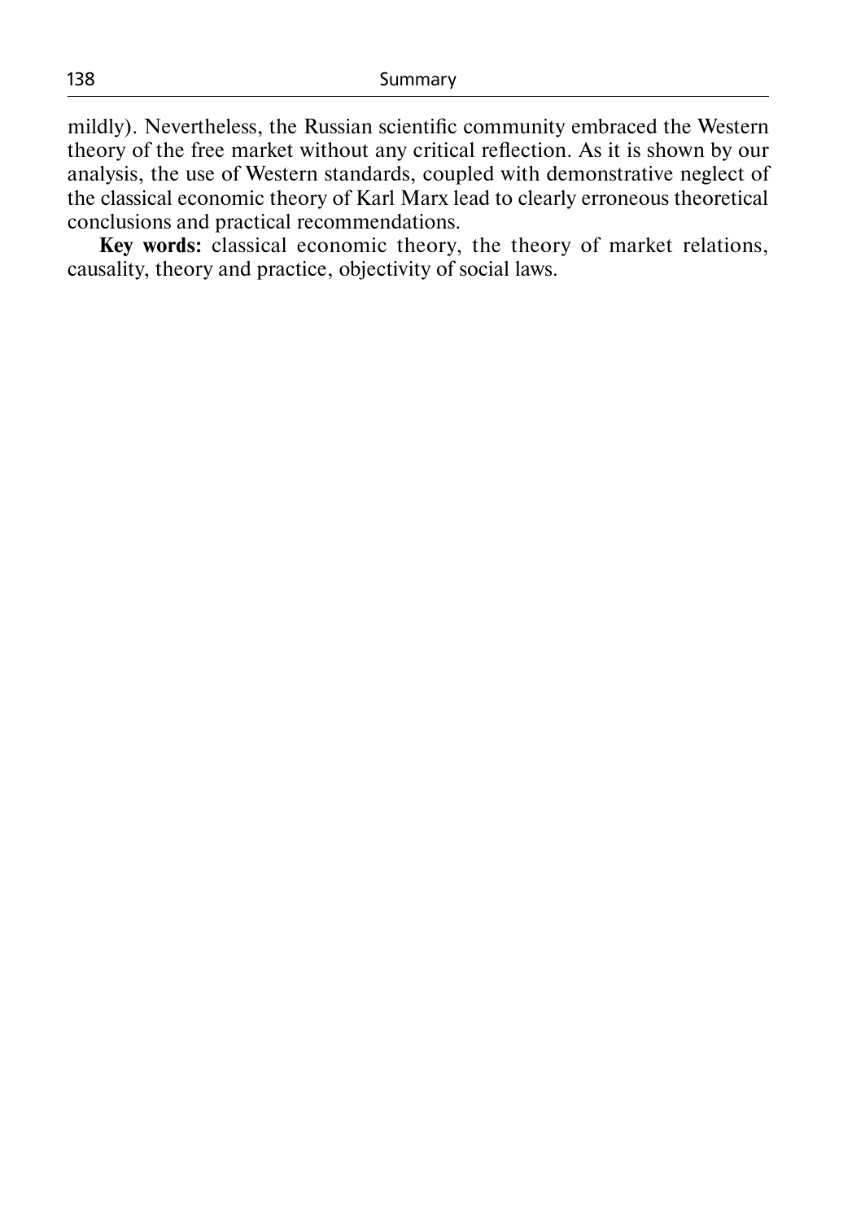mildly). Nevertheless, the Russian scientific community embraced the Western theory of the free market without any critical reflection. As it is shown by our analysis, the use of Western standards, coupled with demonstrative neglect of the classical economic theory of Karl Marx lead to clearly erroneous theoretical conclusions and practical recommendations.

**Key words:** classical economic theory, the theory of market relations, causality, theory and practice, objectivity of social laws.